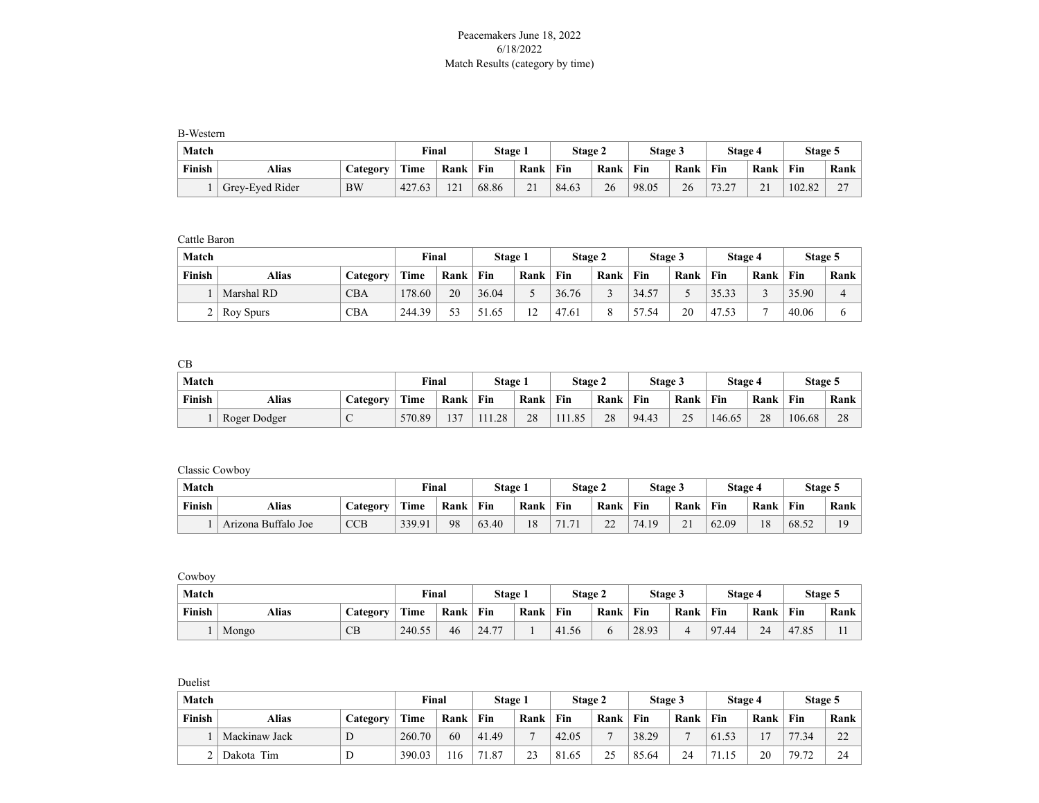Peacemakers June 18, 2022
6/18/2022
Match Results (category by time)

B-Western

| Match | | | Final | | Stage 1 | | Stage 2 | | Stage 3 | | Stage 4 | | Stage 5 | |
|---|---|---|---|---|---|---|---|---|---|---|---|---|---|---|
| **Finish** | **Alias** | **Category** | **Time** | **Rank** | **Fin** | **Rank** | **Fin** | **Rank** | **Fin** | **Rank** | **Fin** | **Rank** | **Fin** | **Rank** |
| 1 | Grey-Eyed Rider | BW | 427.63 | 121 | 68.86 | 21 | 84.63 | 26 | 98.05 | 26 | 73.27 | 21 | 102.82 | 27 |

Cattle Baron

| Match | | | Final | | Stage 1 | | Stage 2 | | Stage 3 | | Stage 4 | | Stage 5 | |
|---|---|---|---|---|---|---|---|---|---|---|---|---|---|---|
| **Finish** | **Alias** | **Category** | **Time** | **Rank** | **Fin** | **Rank** | **Fin** | **Rank** | **Fin** | **Rank** | **Fin** | **Rank** | **Fin** | **Rank** |
| 1 | Marshal RD | CBA | 178.60 | 20 | 36.04 | 5 | 36.76 | 3 | 34.57 | 5 | 35.33 | 3 | 35.90 | 4 |
| 2 | Roy Spurs | CBA | 244.39 | 53 | 51.65 | 12 | 47.61 | 8 | 57.54 | 20 | 47.53 | 7 | 40.06 | 6 |

CB

| Match | | | Final | | Stage 1 | | Stage 2 | | Stage 3 | | Stage 4 | | Stage 5 | |
|---|---|---|---|---|---|---|---|---|---|---|---|---|---|---|
| **Finish** | **Alias** | **Category** | **Time** | **Rank** | **Fin** | **Rank** | **Fin** | **Rank** | **Fin** | **Rank** | **Fin** | **Rank** | **Fin** | **Rank** |
| 1 | Roger Dodger | C | 570.89 | 137 | 111.28 | 28 | 111.85 | 28 | 94.43 | 25 | 146.65 | 28 | 106.68 | 28 |

Classic Cowboy

| Match | | | Final | | Stage 1 | | Stage 2 | | Stage 3 | | Stage 4 | | Stage 5 | |
|---|---|---|---|---|---|---|---|---|---|---|---|---|---|---|
| **Finish** | **Alias** | **Category** | **Time** | **Rank** | **Fin** | **Rank** | **Fin** | **Rank** | **Fin** | **Rank** | **Fin** | **Rank** | **Fin** | **Rank** |
| 1 | Arizona Buffalo Joe | CCB | 339.91 | 98 | 63.40 | 18 | 71.71 | 22 | 74.19 | 21 | 62.09 | 18 | 68.52 | 19 |

Cowboy

| Match | | | Final | | Stage 1 | | Stage 2 | | Stage 3 | | Stage 4 | | Stage 5 | |
|---|---|---|---|---|---|---|---|---|---|---|---|---|---|---|
| **Finish** | **Alias** | **Category** | **Time** | **Rank** | **Fin** | **Rank** | **Fin** | **Rank** | **Fin** | **Rank** | **Fin** | **Rank** | **Fin** | **Rank** |
| 1 | Mongo | CB | 240.55 | 46 | 24.77 | 1 | 41.56 | 6 | 28.93 | 4 | 97.44 | 24 | 47.85 | 11 |

Duelist

| Match | | | Final | | Stage 1 | | Stage 2 | | Stage 3 | | Stage 4 | | Stage 5 | |
|---|---|---|---|---|---|---|---|---|---|---|---|---|---|---|
| **Finish** | **Alias** | **Category** | **Time** | **Rank** | **Fin** | **Rank** | **Fin** | **Rank** | **Fin** | **Rank** | **Fin** | **Rank** | **Fin** | **Rank** |
| 1 | Mackinaw Jack | D | 260.70 | 60 | 41.49 | 7 | 42.05 | 7 | 38.29 | 7 | 61.53 | 17 | 77.34 | 22 |
| 2 | Dakota Tim | D | 390.03 | 116 | 71.87 | 23 | 81.65 | 25 | 85.64 | 24 | 71.15 | 20 | 79.72 | 24 |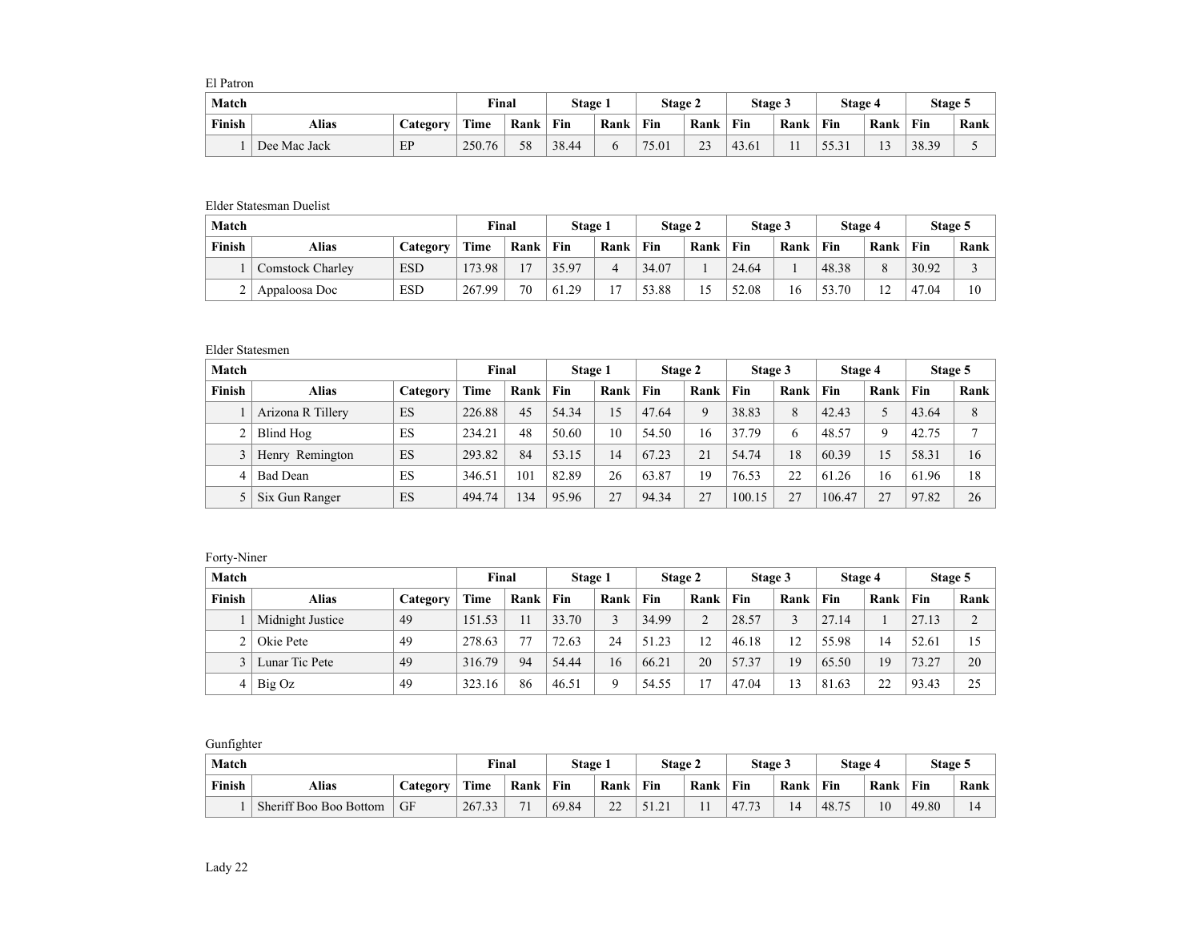El Patron

| Match | | | Final | | Stage 1 | | Stage 2 | | Stage 3 | | Stage 4 | | Stage 5 | |
|---|---|---|---|---|---|---|---|---|---|---|---|---|---|---|
| Finish | Alias | Category | Time | Rank | Fin | Rank | Fin | Rank | Fin | Rank | Fin | Rank | Fin | Rank |
| 1 | Dee Mac Jack | EP | 250.76 | 58 | 38.44 | 6 | 75.01 | 23 | 43.61 | 11 | 55.31 | 13 | 38.39 | 5 |

Elder Statesman Duelist

| Match | | | Final | | Stage 1 | | Stage 2 | | Stage 3 | | Stage 4 | | Stage 5 | |
|---|---|---|---|---|---|---|---|---|---|---|---|---|---|---|
| Finish | Alias | Category | Time | Rank | Fin | Rank | Fin | Rank | Fin | Rank | Fin | Rank | Fin | Rank |
| 1 | Comstock Charley | ESD | 173.98 | 17 | 35.97 | 4 | 34.07 | 1 | 24.64 | 1 | 48.38 | 8 | 30.92 | 3 |
| 2 | Appaloosa Doc | ESD | 267.99 | 70 | 61.29 | 17 | 53.88 | 15 | 52.08 | 16 | 53.70 | 12 | 47.04 | 10 |

Elder Statesmen

| Match | | | Final | | Stage 1 | | Stage 2 | | Stage 3 | | Stage 4 | | Stage 5 | |
|---|---|---|---|---|---|---|---|---|---|---|---|---|---|---|
| Finish | Alias | Category | Time | Rank | Fin | Rank | Fin | Rank | Fin | Rank | Fin | Rank | Fin | Rank |
| 1 | Arizona R Tillery | ES | 226.88 | 45 | 54.34 | 15 | 47.64 | 9 | 38.83 | 8 | 42.43 | 5 | 43.64 | 8 |
| 2 | Blind Hog | ES | 234.21 | 48 | 50.60 | 10 | 54.50 | 16 | 37.79 | 6 | 48.57 | 9 | 42.75 | 7 |
| 3 | Henry Remington | ES | 293.82 | 84 | 53.15 | 14 | 67.23 | 21 | 54.74 | 18 | 60.39 | 15 | 58.31 | 16 |
| 4 | Bad Dean | ES | 346.51 | 101 | 82.89 | 26 | 63.87 | 19 | 76.53 | 22 | 61.26 | 16 | 61.96 | 18 |
| 5 | Six Gun Ranger | ES | 494.74 | 134 | 95.96 | 27 | 94.34 | 27 | 100.15 | 27 | 106.47 | 27 | 97.82 | 26 |

Forty-Niner

| Match | | | Final | | Stage 1 | | Stage 2 | | Stage 3 | | Stage 4 | | Stage 5 | |
|---|---|---|---|---|---|---|---|---|---|---|---|---|---|---|
| Finish | Alias | Category | Time | Rank | Fin | Rank | Fin | Rank | Fin | Rank | Fin | Rank | Fin | Rank |
| 1 | Midnight Justice | 49 | 151.53 | 11 | 33.70 | 3 | 34.99 | 2 | 28.57 | 3 | 27.14 | 1 | 27.13 | 2 |
| 2 | Okie Pete | 49 | 278.63 | 77 | 72.63 | 24 | 51.23 | 12 | 46.18 | 12 | 55.98 | 14 | 52.61 | 15 |
| 3 | Lunar Tic Pete | 49 | 316.79 | 94 | 54.44 | 16 | 66.21 | 20 | 57.37 | 19 | 65.50 | 19 | 73.27 | 20 |
| 4 | Big Oz | 49 | 323.16 | 86 | 46.51 | 9 | 54.55 | 17 | 47.04 | 13 | 81.63 | 22 | 93.43 | 25 |

Gunfighter

| Match | | | Final | | Stage 1 | | Stage 2 | | Stage 3 | | Stage 4 | | Stage 5 | |
|---|---|---|---|---|---|---|---|---|---|---|---|---|---|---|
| Finish | Alias | Category | Time | Rank | Fin | Rank | Fin | Rank | Fin | Rank | Fin | Rank | Fin | Rank |
| 1 | Sheriff Boo Boo Bottom | GF | 267.33 | 71 | 69.84 | 22 | 51.21 | 11 | 47.73 | 14 | 48.75 | 10 | 49.80 | 14 |

Lady 22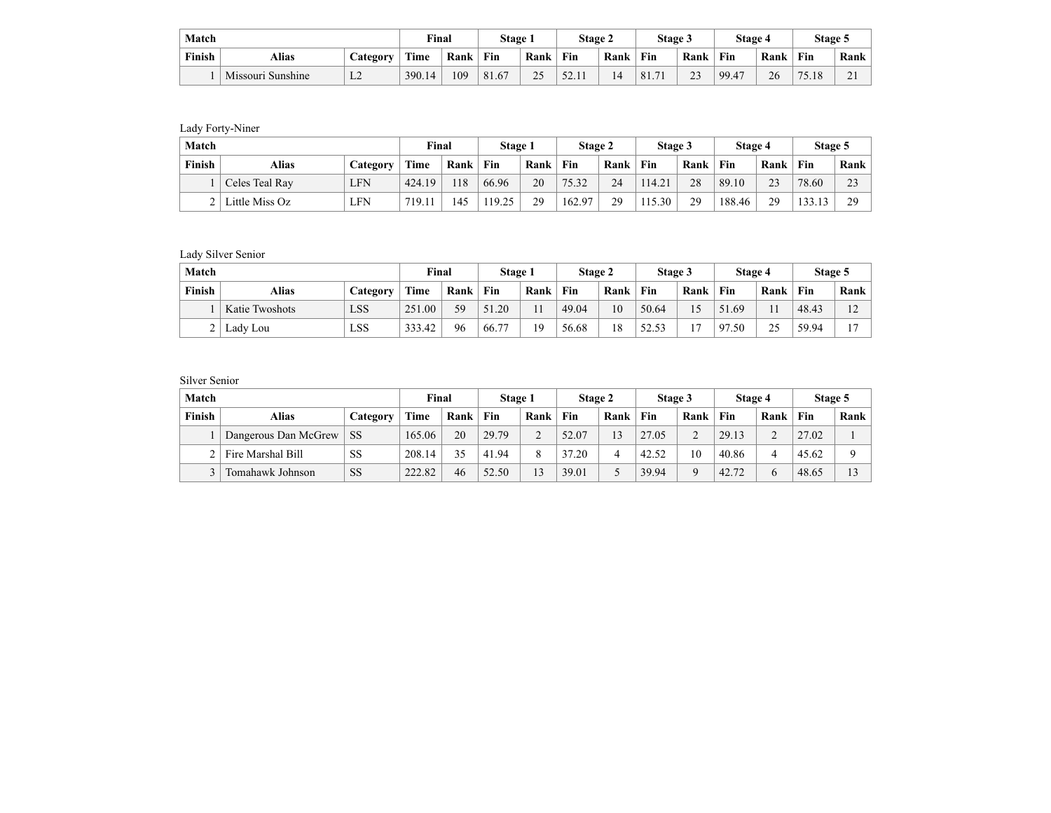| Match | | | Final | | Stage 1 | | Stage 2 | | Stage 3 | | Stage 4 | | Stage 5 | |
|---|---|---|---|---|---|---|---|---|---|---|---|---|---|---|
| Finish | Alias | Category | Time | Rank | Fin | Rank | Fin | Rank | Fin | Rank | Fin | Rank | Fin | Rank |
| 1 | Missouri Sunshine | L2 | 390.14 | 109 | 81.67 | 25 | 52.11 | 14 | 81.71 | 23 | 99.47 | 26 | 75.18 | 21 |

Lady Forty-Niner

| Match | | | Final | | Stage 1 | | Stage 2 | | Stage 3 | | Stage 4 | | Stage 5 | |
|---|---|---|---|---|---|---|---|---|---|---|---|---|---|---|
| Finish | Alias | Category | Time | Rank | Fin | Rank | Fin | Rank | Fin | Rank | Fin | Rank | Fin | Rank |
| 1 | Celes Teal Ray | LFN | 424.19 | 118 | 66.96 | 20 | 75.32 | 24 | 114.21 | 28 | 89.10 | 23 | 78.60 | 23 |
| 2 | Little Miss Oz | LFN | 719.11 | 145 | 119.25 | 29 | 162.97 | 29 | 115.30 | 29 | 188.46 | 29 | 133.13 | 29 |

Lady Silver Senior

| Match | | | Final | | Stage 1 | | Stage 2 | | Stage 3 | | Stage 4 | | Stage 5 | |
|---|---|---|---|---|---|---|---|---|---|---|---|---|---|---|
| Finish | Alias | Category | Time | Rank | Fin | Rank | Fin | Rank | Fin | Rank | Fin | Rank | Fin | Rank |
| 1 | Katie Twoshots | LSS | 251.00 | 59 | 51.20 | 11 | 49.04 | 10 | 50.64 | 15 | 51.69 | 11 | 48.43 | 12 |
| 2 | Lady Lou | LSS | 333.42 | 96 | 66.77 | 19 | 56.68 | 18 | 52.53 | 17 | 97.50 | 25 | 59.94 | 17 |

Silver Senior

| Match | | | Final | | Stage 1 | | Stage 2 | | Stage 3 | | Stage 4 | | Stage 5 | |
|---|---|---|---|---|---|---|---|---|---|---|---|---|---|---|
| Finish | Alias | Category | Time | Rank | Fin | Rank | Fin | Rank | Fin | Rank | Fin | Rank | Fin | Rank |
| 1 | Dangerous Dan McGrew | SS | 165.06 | 20 | 29.79 | 2 | 52.07 | 13 | 27.05 | 2 | 29.13 | 2 | 27.02 | 1 |
| 2 | Fire Marshal Bill | SS | 208.14 | 35 | 41.94 | 8 | 37.20 | 4 | 42.52 | 10 | 40.86 | 4 | 45.62 | 9 |
| 3 | Tomahawk Johnson | SS | 222.82 | 46 | 52.50 | 13 | 39.01 | 5 | 39.94 | 9 | 42.72 | 6 | 48.65 | 13 |